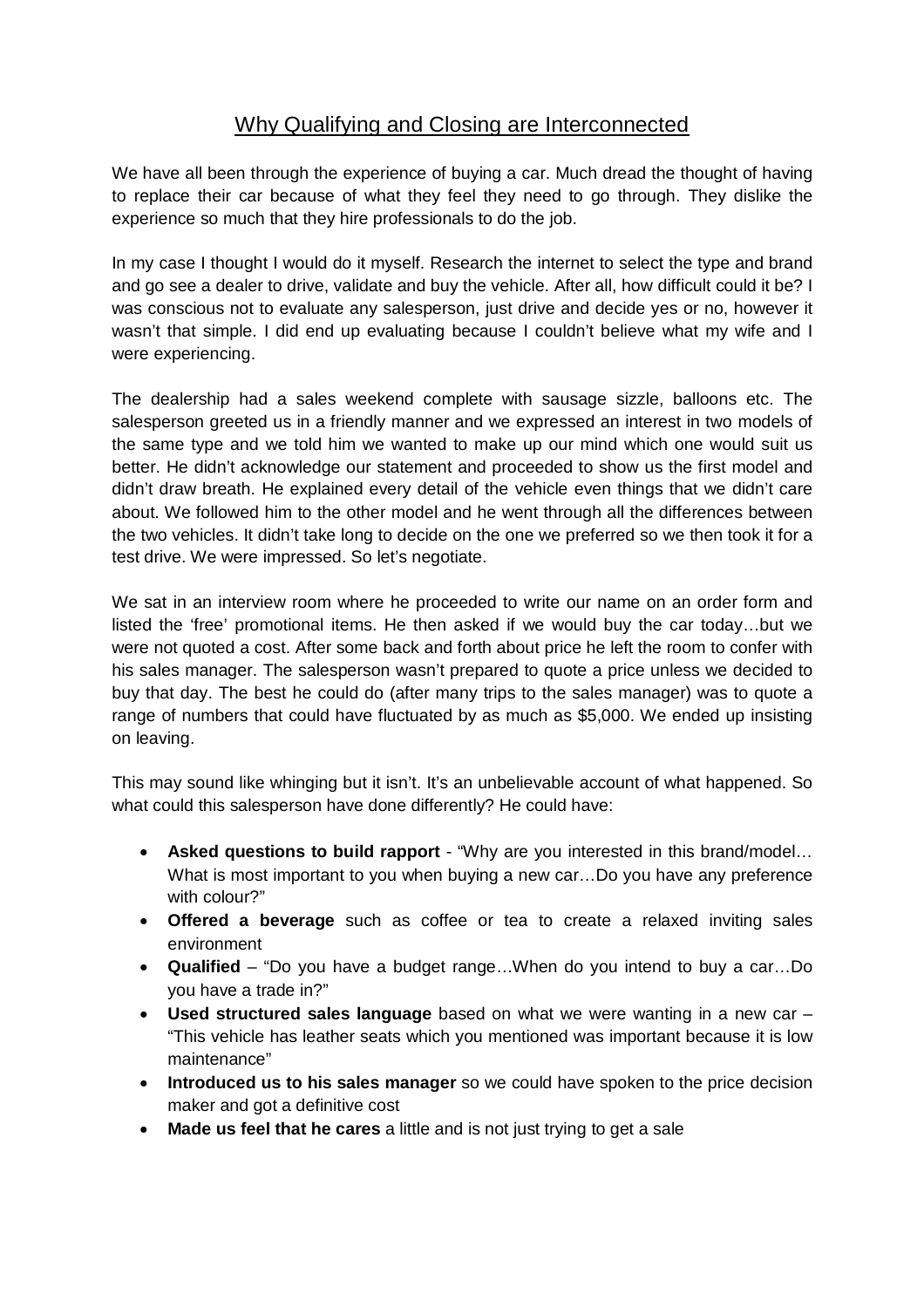# Why Qualifying and Closing are Interconnected

We have all been through the experience of buying a car. Much dread the thought of having to replace their car because of what they feel they need to go through. They dislike the experience so much that they hire professionals to do the job.

In my case I thought I would do it myself. Research the internet to select the type and brand and go see a dealer to drive, validate and buy the vehicle. After all, how difficult could it be? I was conscious not to evaluate any salesperson, just drive and decide yes or no, however it wasn't that simple. I did end up evaluating because I couldn't believe what my wife and I were experiencing.

The dealership had a sales weekend complete with sausage sizzle, balloons etc. The salesperson greeted us in a friendly manner and we expressed an interest in two models of the same type and we told him we wanted to make up our mind which one would suit us better. He didn't acknowledge our statement and proceeded to show us the first model and didn't draw breath. He explained every detail of the vehicle even things that we didn't care about. We followed him to the other model and he went through all the differences between the two vehicles. It didn't take long to decide on the one we preferred so we then took it for a test drive. We were impressed. So let's negotiate.

We sat in an interview room where he proceeded to write our name on an order form and listed the 'free' promotional items. He then asked if we would buy the car today…but we were not quoted a cost. After some back and forth about price he left the room to confer with his sales manager. The salesperson wasn't prepared to quote a price unless we decided to buy that day. The best he could do (after many trips to the sales manager) was to quote a range of numbers that could have fluctuated by as much as $5,000. We ended up insisting on leaving.

This may sound like whinging but it isn't. It's an unbelievable account of what happened. So what could this salesperson have done differently? He could have:

- **Asked questions to build rapport** - "Why are you interested in this brand/model… What is most important to you when buying a new car…Do you have any preference with colour?"
- **Offered a beverage** such as coffee or tea to create a relaxed inviting sales environment
- **Qualified** – "Do you have a budget range…When do you intend to buy a car…Do you have a trade in?"
- **Used structured sales language** based on what we were wanting in a new car – "This vehicle has leather seats which you mentioned was important because it is low maintenance"
- **Introduced us to his sales manager** so we could have spoken to the price decision maker and got a definitive cost
- **Made us feel that he cares** a little and is not just trying to get a sale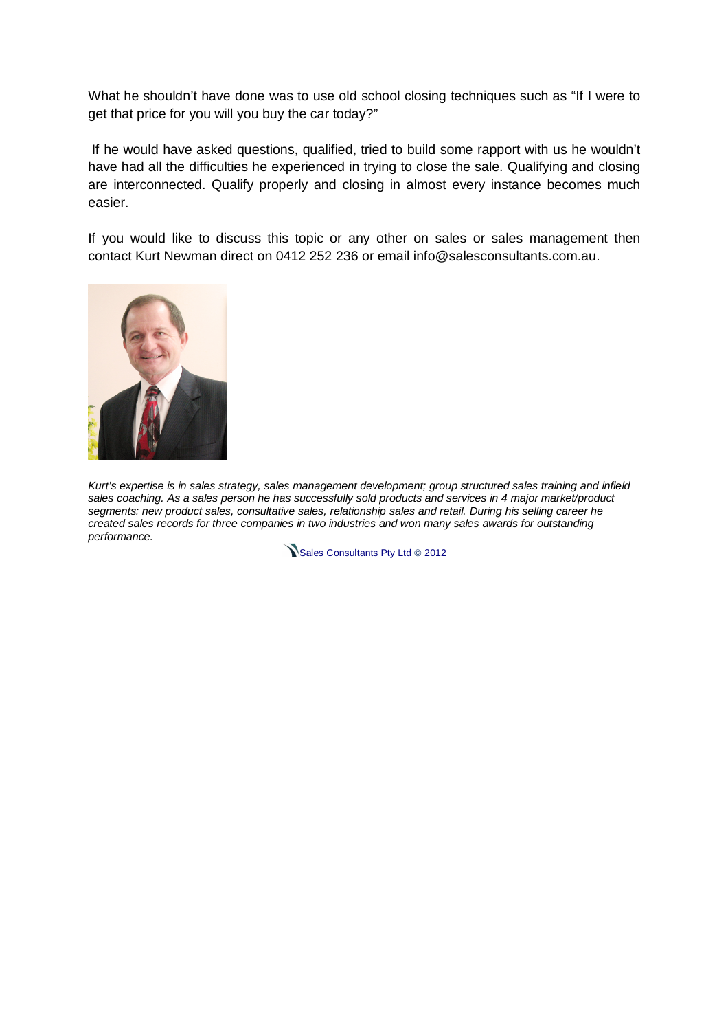What he shouldn't have done was to use old school closing techniques such as "If I were to get that price for you will you buy the car today?"

If he would have asked questions, qualified, tried to build some rapport with us he wouldn't have had all the difficulties he experienced in trying to close the sale. Qualifying and closing are interconnected. Qualify properly and closing in almost every instance becomes much easier.

If you would like to discuss this topic or any other on sales or sales management then contact Kurt Newman direct on 0412 252 236 or email info@salesconsultants.com.au.

*Kurt's expertise is in sales strategy, sales management development; group structured sales training and infield sales coaching. As a sales person he has successfully sold products and services in 4 major market/product segments: new product sales, consultative sales, relationship sales and retail. During his selling career he created sales records for three companies in two industries and won many sales awards for outstanding performance.*

Sales Consultants Pty Ltd © 2012